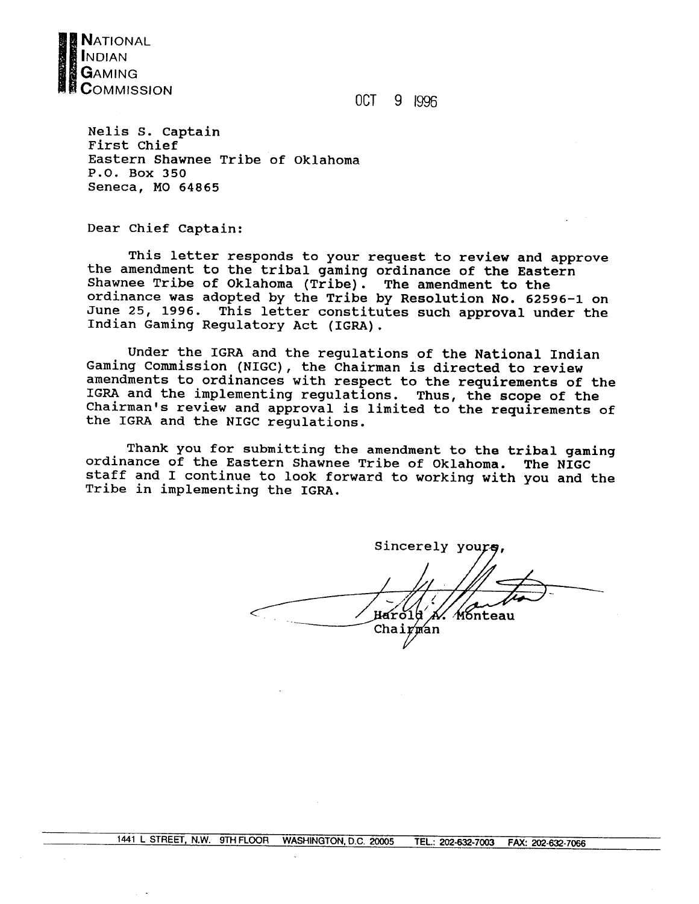NATIONAL
INDIAN
GAMING
COMMISSION

OCT 9 1996

Nelis S. Captain
First Chief
Eastern Shawnee Tribe of Oklahoma
P.O. Box 350
Seneca, MO 64865

Dear Chief Captain:

This letter responds to your request to review and approve the amendment to the tribal gaming ordinance of the Eastern Shawnee Tribe of Oklahoma (Tribe). The amendment to the ordinance was adopted by the Tribe by Resolution No. 62596-1 on June 25, 1996. This letter constitutes such approval under the Indian Gaming Regulatory Act (IGRA).

Under the IGRA and the regulations of the National Indian Gaming Commission (NIGC), the Chairman is directed to review amendments to ordinances with respect to the requirements of the IGRA and the implementing regulations. Thus, the scope of the Chairman's review and approval is limited to the requirements of the IGRA and the NIGC regulations.

Thank you for submitting the amendment to the tribal gaming ordinance of the Eastern Shawnee Tribe of Oklahoma. The NIGC staff and I continue to look forward to working with you and the Tribe in implementing the IGRA.

Sincerely yours,

Harold A. Monteau
Chairman

1441 L STREET, N.W. 9TH FLOOR WASHINGTON, D.C. 20005 TEL.: 202-632-7003 FAX: 202-632-7066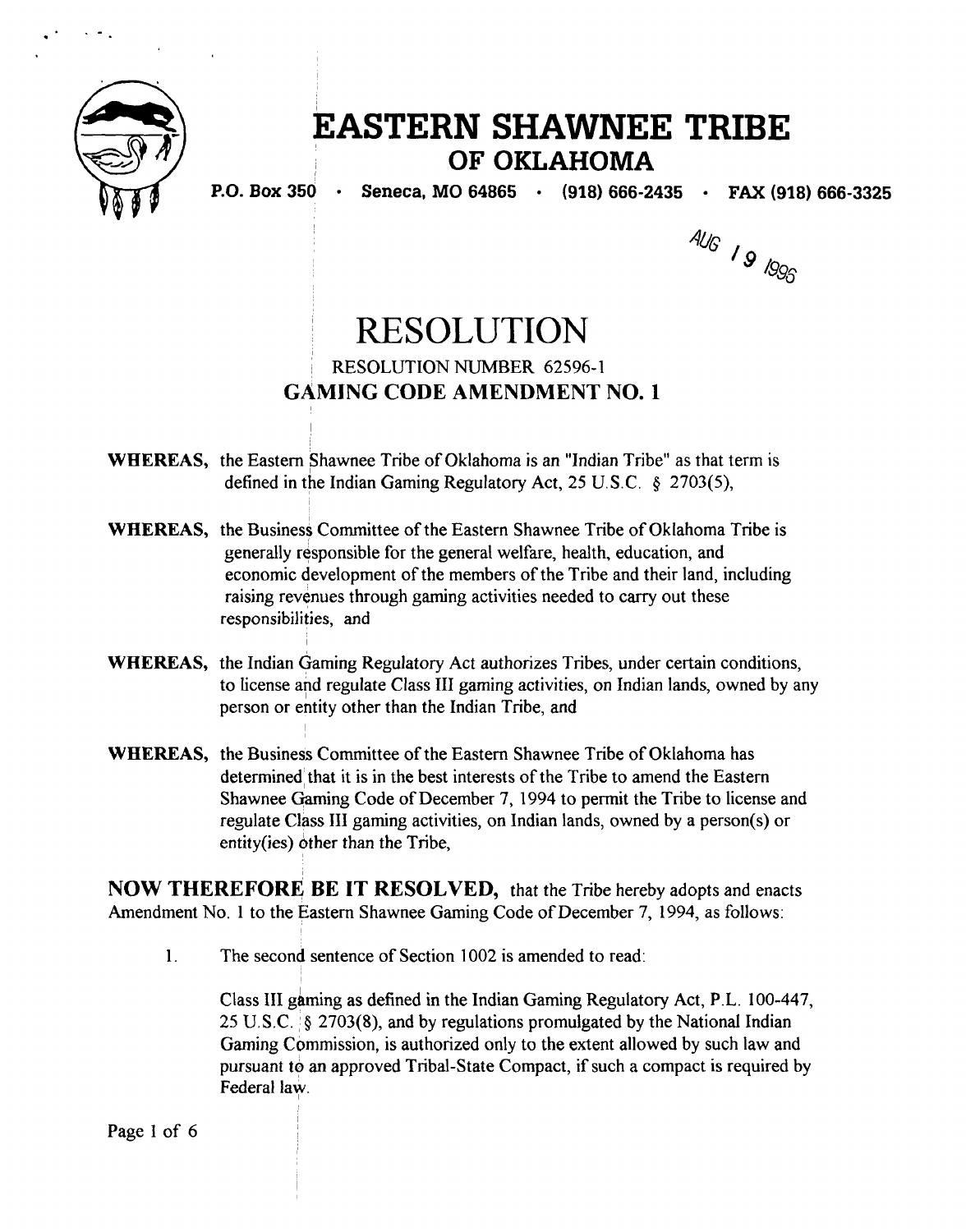# EASTERN SHAWNEE TRIBE
## OF OKLAHOMA

**P.O. Box 350 · Seneca, MO 64865 · (918) 666-2435 · FAX (918) 666-3325**

AUG 19 1996

# RESOLUTION

RESOLUTION NUMBER 62596-1

## GAMING CODE AMENDMENT NO. 1

**WHEREAS,** the Eastern Shawnee Tribe of Oklahoma is an "Indian Tribe" as that term is defined in the Indian Gaming Regulatory Act, 25 U.S.C. § 2703(5),

**WHEREAS,** the Business Committee of the Eastern Shawnee Tribe of Oklahoma Tribe is generally responsible for the general welfare, health, education, and economic development of the members of the Tribe and their land, including raising revenues through gaming activities needed to carry out these responsibilities, and

**WHEREAS,** the Indian Gaming Regulatory Act authorizes Tribes, under certain conditions, to license and regulate Class III gaming activities, on Indian lands, owned by any person or entity other than the Indian Tribe, and

**WHEREAS,** the Business Committee of the Eastern Shawnee Tribe of Oklahoma has determined that it is in the best interests of the Tribe to amend the Eastern Shawnee Gaming Code of December 7, 1994 to permit the Tribe to license and regulate Class III gaming activities, on Indian lands, owned by a person(s) or entity(ies) other than the Tribe,

**NOW THEREFORE BE IT RESOLVED,** that the Tribe hereby adopts and enacts Amendment No. 1 to the Eastern Shawnee Gaming Code of December 7, 1994, as follows:

1. The second sentence of Section 1002 is amended to read:

   Class III gaming as defined in the Indian Gaming Regulatory Act, P.L. 100-447, 25 U.S.C. § 2703(8), and by regulations promulgated by the National Indian Gaming Commission, is authorized only to the extent allowed by such law and pursuant to an approved Tribal-State Compact, if such a compact is required by Federal law.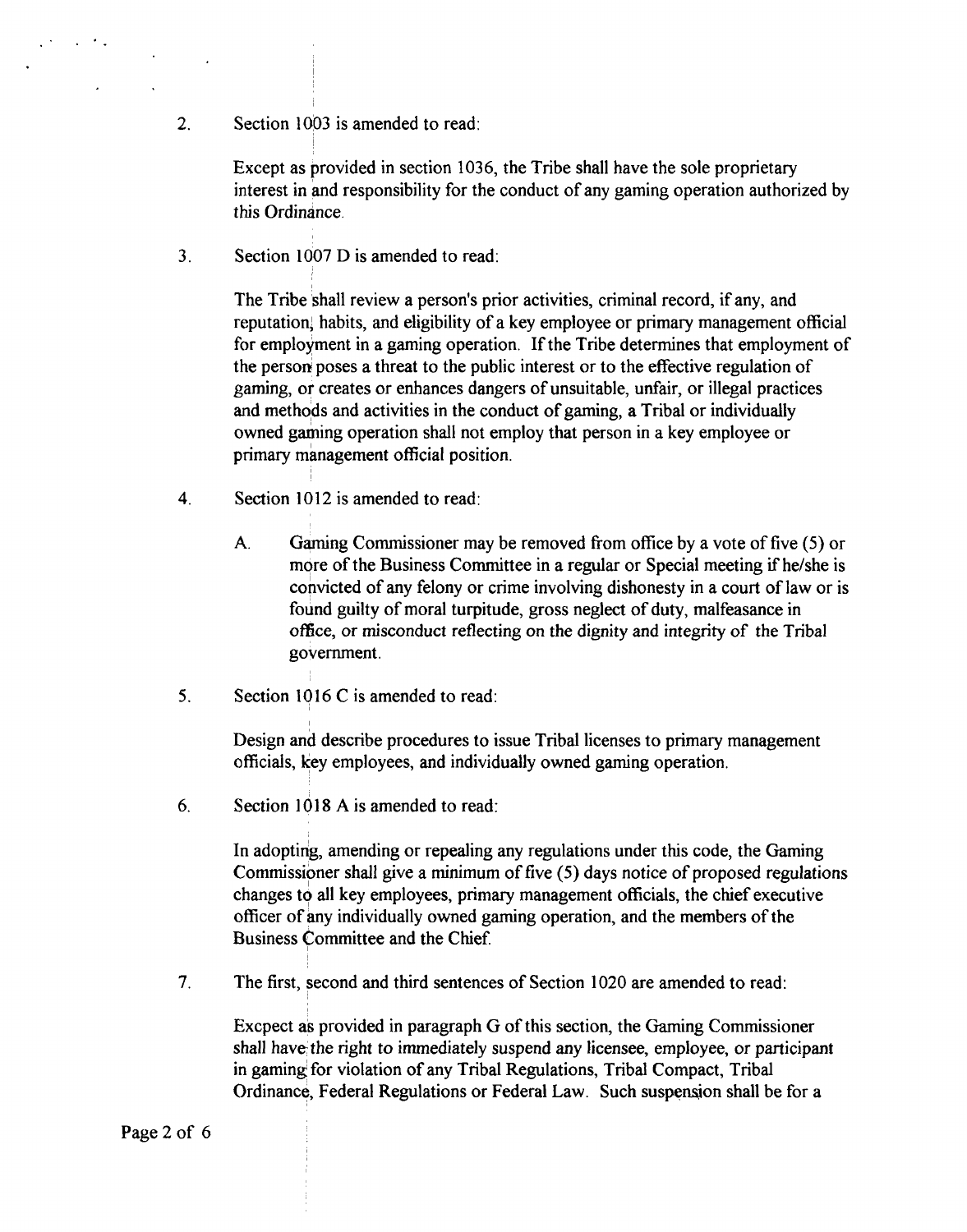2. Section 1003 is amended to read:

   Except as provided in section 1036, the Tribe shall have the sole proprietary interest in and responsibility for the conduct of any gaming operation authorized by this Ordinance.

3. Section 1007 D is amended to read:

   The Tribe shall review a person's prior activities, criminal record, if any, and reputation, habits, and eligibility of a key employee or primary management official for employment in a gaming operation. If the Tribe determines that employment of the person poses a threat to the public interest or to the effective regulation of gaming, or creates or enhances dangers of unsuitable, unfair, or illegal practices and methods and activities in the conduct of gaming, a Tribal or individually owned gaming operation shall not employ that person in a key employee or primary management official position.

4. Section 1012 is amended to read:

   A. Gaming Commissioner may be removed from office by a vote of five (5) or more of the Business Committee in a regular or Special meeting if he/she is convicted of any felony or crime involving dishonesty in a court of law or is found guilty of moral turpitude, gross neglect of duty, malfeasance in office, or misconduct reflecting on the dignity and integrity of the Tribal government.

5. Section 1016 C is amended to read:

   Design and describe procedures to issue Tribal licenses to primary management officials, key employees, and individually owned gaming operation.

6. Section 1018 A is amended to read:

   In adopting, amending or repealing any regulations under this code, the Gaming Commissioner shall give a minimum of five (5) days notice of proposed regulations changes to all key employees, primary management officials, the chief executive officer of any individually owned gaming operation, and the members of the Business Committee and the Chief.

7. The first, second and third sentences of Section 1020 are amended to read:

   Excpect as provided in paragraph G of this section, the Gaming Commissioner shall have the right to immediately suspend any licensee, employee, or participant in gaming for violation of any Tribal Regulations, Tribal Compact, Tribal Ordinance, Federal Regulations or Federal Law. Such suspension shall be for a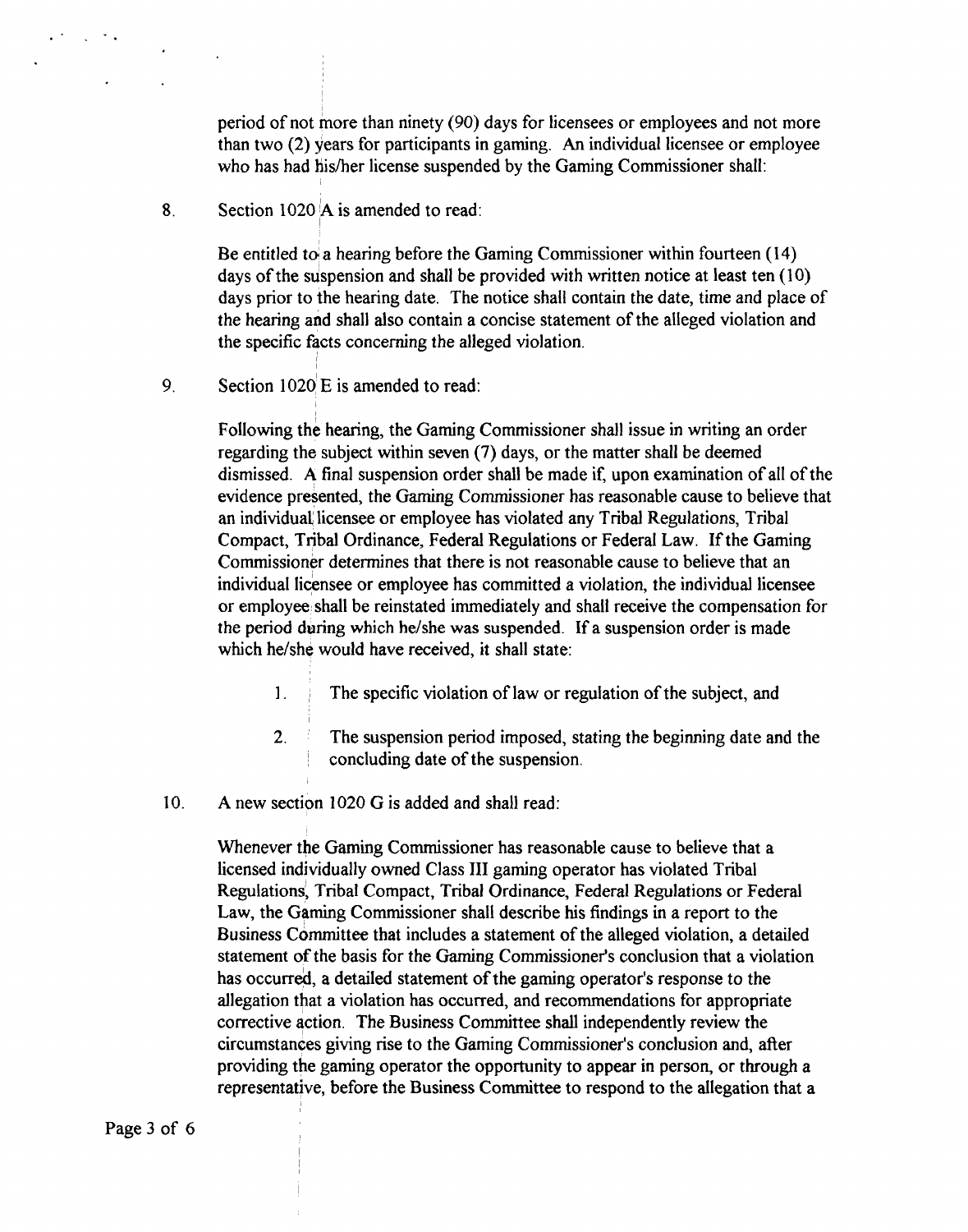period of not more than ninety (90) days for licensees or employees and not more than two (2) years for participants in gaming. An individual licensee or employee who has had his/her license suspended by the Gaming Commissioner shall:

8. Section 1020 A is amended to read:

   Be entitled to a hearing before the Gaming Commissioner within fourteen (14) days of the suspension and shall be provided with written notice at least ten (10) days prior to the hearing date. The notice shall contain the date, time and place of the hearing and shall also contain a concise statement of the alleged violation and the specific facts concerning the alleged violation.

9. Section 1020 E is amended to read:

   Following the hearing, the Gaming Commissioner shall issue in writing an order regarding the subject within seven (7) days, or the matter shall be deemed dismissed. A final suspension order shall be made if, upon examination of all of the evidence presented, the Gaming Commissioner has reasonable cause to believe that an individual licensee or employee has violated any Tribal Regulations, Tribal Compact, Tribal Ordinance, Federal Regulations or Federal Law. If the Gaming Commissioner determines that there is not reasonable cause to believe that an individual licensee or employee has committed a violation, the individual licensee or employee shall be reinstated immediately and shall receive the compensation for the period during which he/she was suspended. If a suspension order is made which he/she would have received, it shall state:

   1. The specific violation of law or regulation of the subject, and

   2. The suspension period imposed, stating the beginning date and the concluding date of the suspension.

10. A new section 1020 G is added and shall read:

    Whenever the Gaming Commissioner has reasonable cause to believe that a licensed individually owned Class III gaming operator has violated Tribal Regulations, Tribal Compact, Tribal Ordinance, Federal Regulations or Federal Law, the Gaming Commissioner shall describe his findings in a report to the Business Committee that includes a statement of the alleged violation, a detailed statement of the basis for the Gaming Commissioner's conclusion that a violation has occurred, a detailed statement of the gaming operator's response to the allegation that a violation has occurred, and recommendations for appropriate corrective action. The Business Committee shall independently review the circumstances giving rise to the Gaming Commissioner's conclusion and, after providing the gaming operator the opportunity to appear in person, or through a representative, before the Business Committee to respond to the allegation that a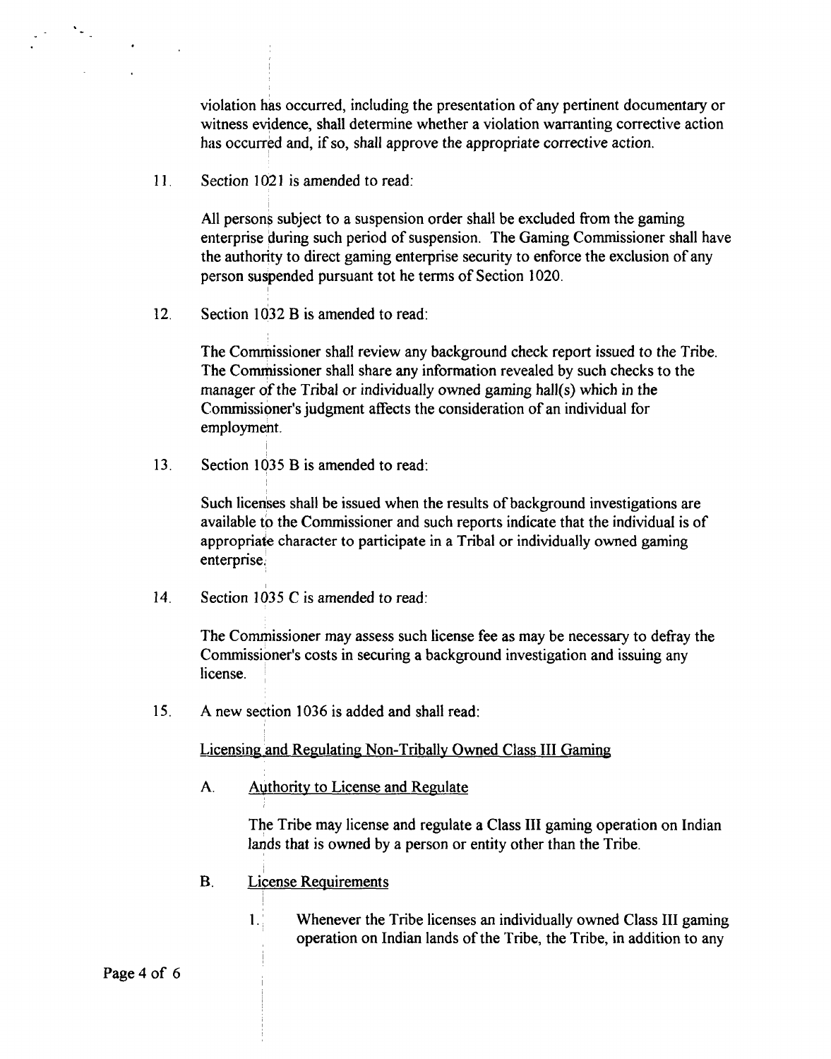violation has occurred, including the presentation of any pertinent documentary or witness evidence, shall determine whether a violation warranting corrective action has occurred and, if so, shall approve the appropriate corrective action.

11. Section 1021 is amended to read:

   All persons subject to a suspension order shall be excluded from the gaming enterprise during such period of suspension. The Gaming Commissioner shall have the authority to direct gaming enterprise security to enforce the exclusion of any person suspended pursuant tot he terms of Section 1020.

12. Section 1032 B is amended to read:

   The Commissioner shall review any background check report issued to the Tribe. The Commissioner shall share any information revealed by such checks to the manager of the Tribal or individually owned gaming hall(s) which in the Commissioner's judgment affects the consideration of an individual for employment.

13. Section 1035 B is amended to read:

   Such licenses shall be issued when the results of background investigations are available to the Commissioner and such reports indicate that the individual is of appropriate character to participate in a Tribal or individually owned gaming enterprise.

14. Section 1035 C is amended to read:

   The Commissioner may assess such license fee as may be necessary to defray the Commissioner's costs in securing a background investigation and issuing any license.

15. A new section 1036 is added and shall read:

   <u>Licensing and Regulating Non-Tribally Owned Class III Gaming</u>

   A. <u>Authority to License and Regulate</u>

      The Tribe may license and regulate a Class III gaming operation on Indian lands that is owned by a person or entity other than the Tribe.

   B. <u>License Requirements</u>

      1. Whenever the Tribe licenses an individually owned Class III gaming operation on Indian lands of the Tribe, the Tribe, in addition to any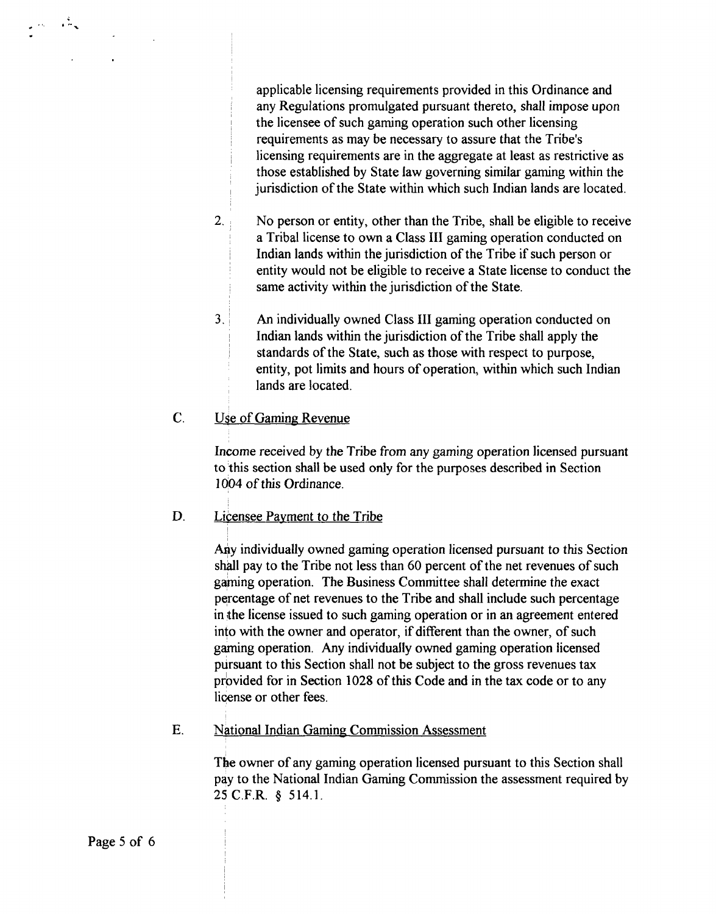applicable licensing requirements provided in this Ordinance and any Regulations promulgated pursuant thereto, shall impose upon the licensee of such gaming operation such other licensing requirements as may be necessary to assure that the Tribe's licensing requirements are in the aggregate at least as restrictive as those established by State law governing similar gaming within the jurisdiction of the State within which such Indian lands are located.

2. No person or entity, other than the Tribe, shall be eligible to receive a Tribal license to own a Class III gaming operation conducted on Indian lands within the jurisdiction of the Tribe if such person or entity would not be eligible to receive a State license to conduct the same activity within the jurisdiction of the State.

3. An individually owned Class III gaming operation conducted on Indian lands within the jurisdiction of the Tribe shall apply the standards of the State, such as those with respect to purpose, entity, pot limits and hours of operation, within which such Indian lands are located.

C. Use of Gaming Revenue

Income received by the Tribe from any gaming operation licensed pursuant to this section shall be used only for the purposes described in Section 1004 of this Ordinance.

D. Licensee Payment to the Tribe

Any individually owned gaming operation licensed pursuant to this Section shall pay to the Tribe not less than 60 percent of the net revenues of such gaming operation. The Business Committee shall determine the exact percentage of net revenues to the Tribe and shall include such percentage in the license issued to such gaming operation or in an agreement entered into with the owner and operator, if different than the owner, of such gaming operation. Any individually owned gaming operation licensed pursuant to this Section shall not be subject to the gross revenues tax provided for in Section 1028 of this Code and in the tax code or to any license or other fees.

E. National Indian Gaming Commission Assessment

The owner of any gaming operation licensed pursuant to this Section shall pay to the National Indian Gaming Commission the assessment required by 25 C.F.R. § 514.1.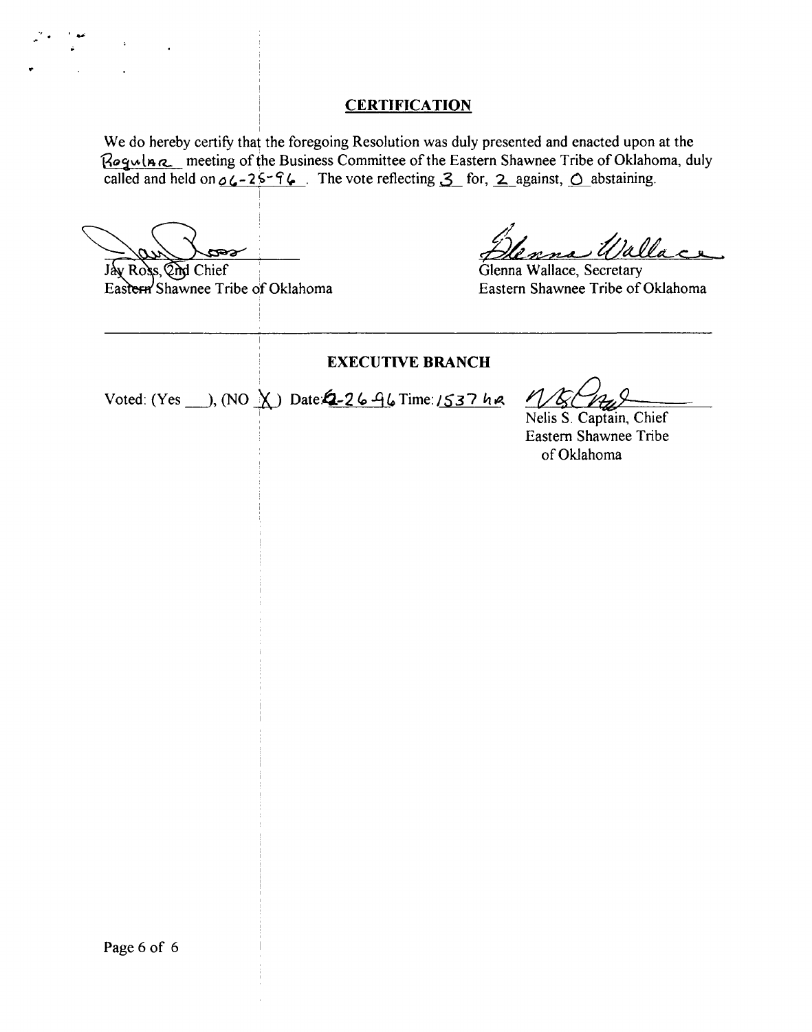## CERTIFICATION

We do hereby certify that the foregoing Resolution was duly presented and enacted upon at the Regular meeting of the Business Committee of the Eastern Shawnee Tribe of Oklahoma, duly called and held on 06-25-96. The vote reflecting 3 for, 2 against, 0 abstaining.

Jay Ross, 2nd Chief
Eastern Shawnee Tribe of Oklahoma

Glenna Wallace, Secretary
Eastern Shawnee Tribe of Oklahoma

---

## EXECUTIVE BRANCH

Voted: (Yes ___), (NO X) Date: 6-26-96 Time: 1537 hr

Nelis S. Captain, Chief
Eastern Shawnee Tribe
of Oklahoma